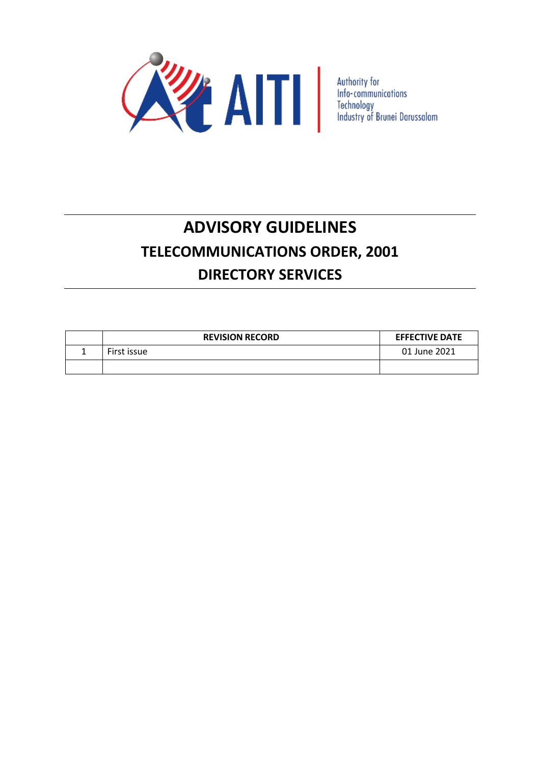AITI

Authority for Info-communications Technology Industry of Brunei Darussalam

# ADVISORY GUIDELINES

## TELECOMMUNICATIONS ORDER, 2001

## DIRECTORY SERVICES

| | REVISION RECORD | EFFECTIVE DATE |
|---|---|---|
| 1 | First issue | 01 June 2021 |
| | | |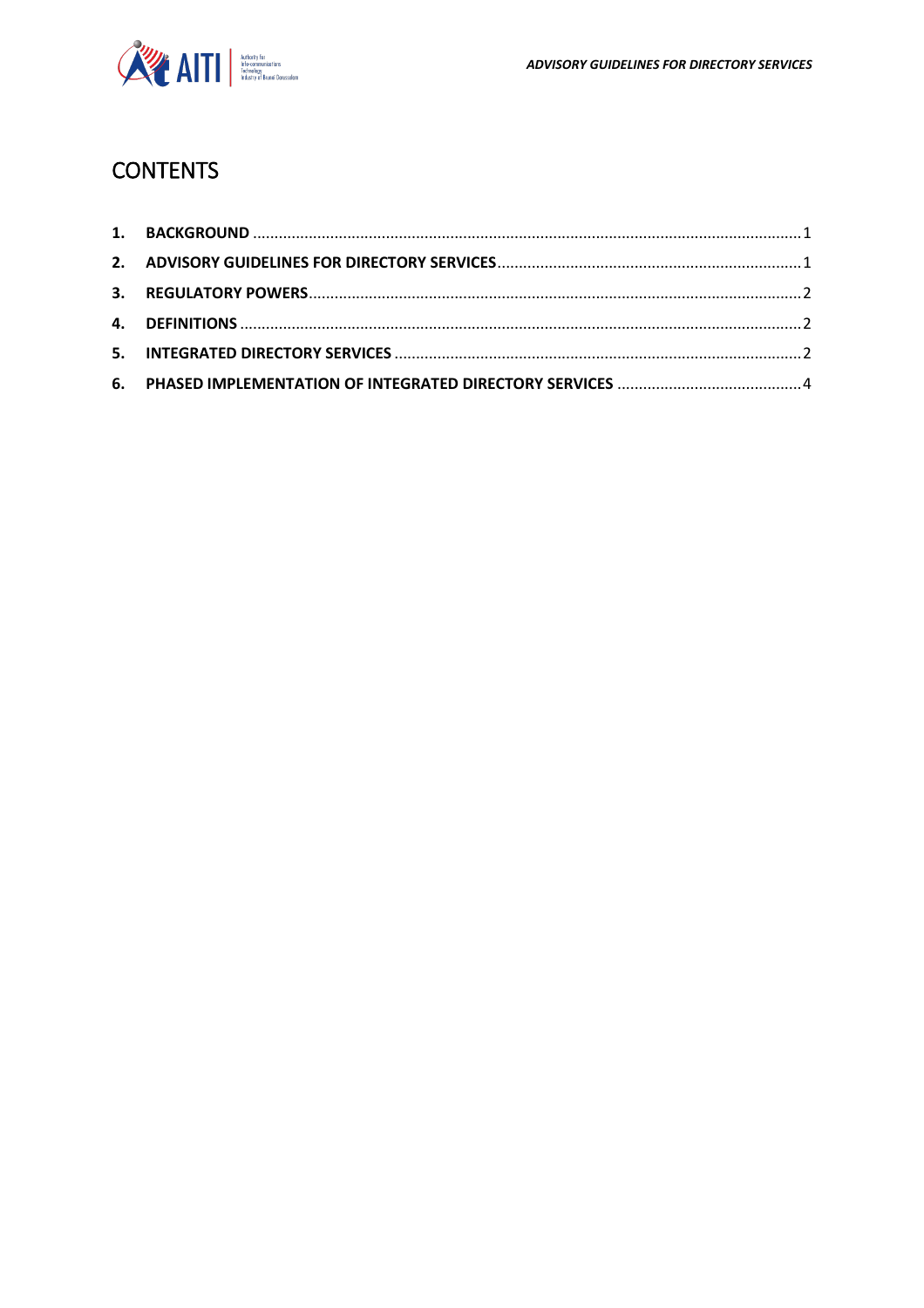# CONTENTS

1. **BACKGROUND** ..... 1
2. **ADVISORY GUIDELINES FOR DIRECTORY SERVICES** ..... 1
3. **REGULATORY POWERS** ..... 2
4. **DEFINITIONS** ..... 2
5. **INTEGRATED DIRECTORY SERVICES** ..... 2
6. **PHASED IMPLEMENTATION OF INTEGRATED DIRECTORY SERVICES** ..... 4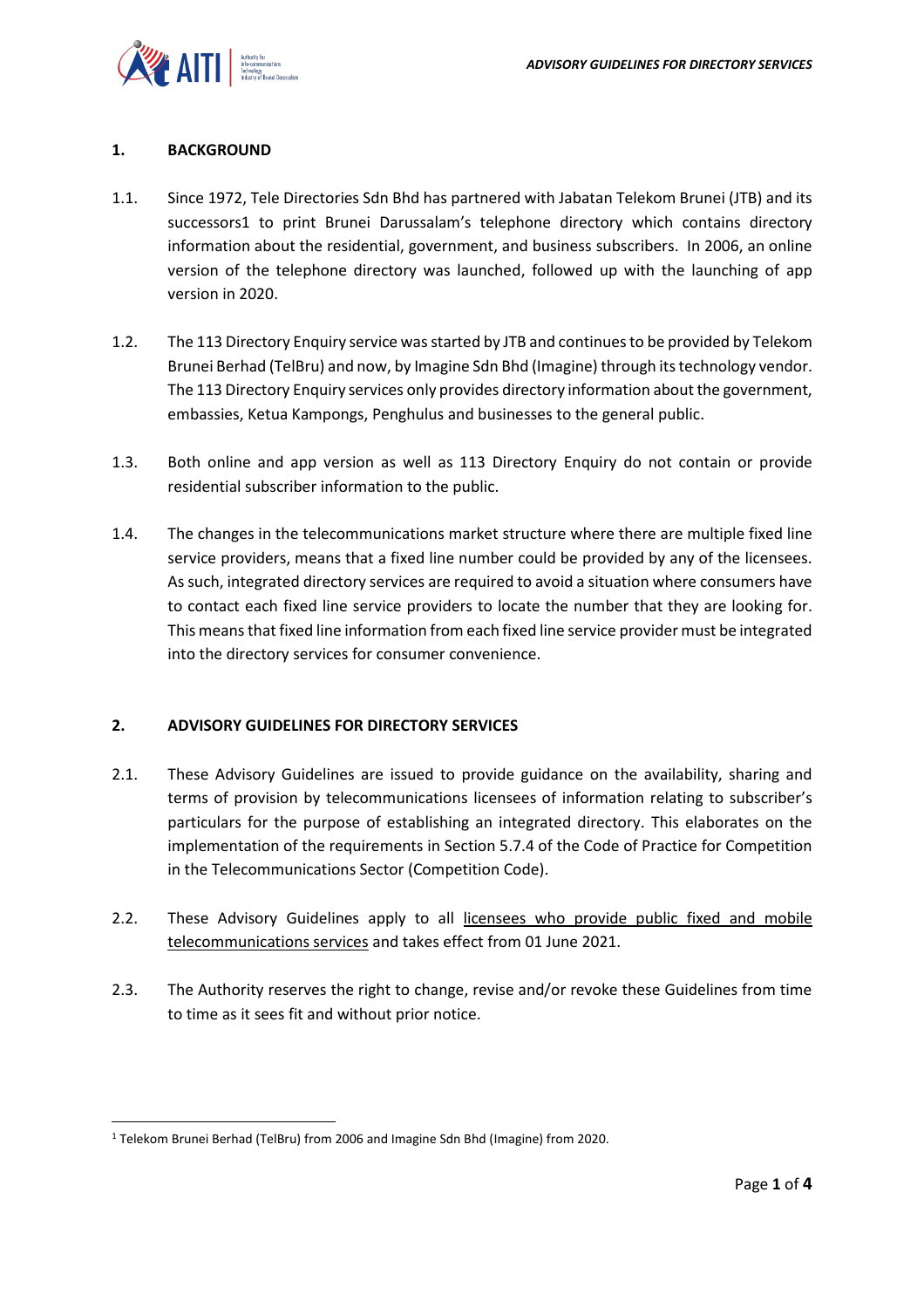## 1. BACKGROUND

1.1. Since 1972, Tele Directories Sdn Bhd has partnered with Jabatan Telekom Brunei (JTB) and its successors[1] to print Brunei Darussalam's telephone directory which contains directory information about the residential, government, and business subscribers. In 2006, an online version of the telephone directory was launched, followed up with the launching of app version in 2020.

1.2. The 113 Directory Enquiry service was started by JTB and continues to be provided by Telekom Brunei Berhad (TelBru) and now, by Imagine Sdn Bhd (Imagine) through its technology vendor. The 113 Directory Enquiry services only provides directory information about the government, embassies, Ketua Kampongs, Penghulus and businesses to the general public.

1.3. Both online and app version as well as 113 Directory Enquiry do not contain or provide residential subscriber information to the public.

1.4. The changes in the telecommunications market structure where there are multiple fixed line service providers, means that a fixed line number could be provided by any of the licensees. As such, integrated directory services are required to avoid a situation where consumers have to contact each fixed line service providers to locate the number that they are looking for. This means that fixed line information from each fixed line service provider must be integrated into the directory services for consumer convenience.

## 2. ADVISORY GUIDELINES FOR DIRECTORY SERVICES

2.1. These Advisory Guidelines are issued to provide guidance on the availability, sharing and terms of provision by telecommunications licensees of information relating to subscriber's particulars for the purpose of establishing an integrated directory. This elaborates on the implementation of the requirements in Section 5.7.4 of the Code of Practice for Competition in the Telecommunications Sector (Competition Code).

2.2. These Advisory Guidelines apply to all <u>licensees who provide public fixed and mobile telecommunications services</u> and takes effect from 01 June 2021.

2.3. The Authority reserves the right to change, revise and/or revoke these Guidelines from time to time as it sees fit and without prior notice.

---

[1] Telekom Brunei Berhad (TelBru) from 2006 and Imagine Sdn Bhd (Imagine) from 2020.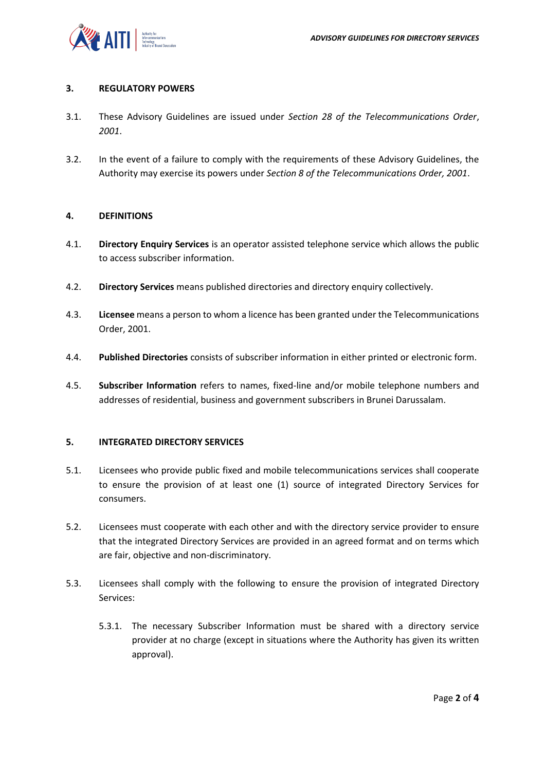## 3. REGULATORY POWERS

3.1. These Advisory Guidelines are issued under *Section 28 of the Telecommunications Order*, *2001*.

3.2. In the event of a failure to comply with the requirements of these Advisory Guidelines, the Authority may exercise its powers under *Section 8 of the Telecommunications Order, 2001*.

## 4. DEFINITIONS

4.1. **Directory Enquiry Services** is an operator assisted telephone service which allows the public to access subscriber information.

4.2. **Directory Services** means published directories and directory enquiry collectively.

4.3. **Licensee** means a person to whom a licence has been granted under the Telecommunications Order, 2001.

4.4. **Published Directories** consists of subscriber information in either printed or electronic form.

4.5. **Subscriber Information** refers to names, fixed-line and/or mobile telephone numbers and addresses of residential, business and government subscribers in Brunei Darussalam.

## 5. INTEGRATED DIRECTORY SERVICES

5.1. Licensees who provide public fixed and mobile telecommunications services shall cooperate to ensure the provision of at least one (1) source of integrated Directory Services for consumers.

5.2. Licensees must cooperate with each other and with the directory service provider to ensure that the integrated Directory Services are provided in an agreed format and on terms which are fair, objective and non-discriminatory.

5.3. Licensees shall comply with the following to ensure the provision of integrated Directory Services:

5.3.1. The necessary Subscriber Information must be shared with a directory service provider at no charge (except in situations where the Authority has given its written approval).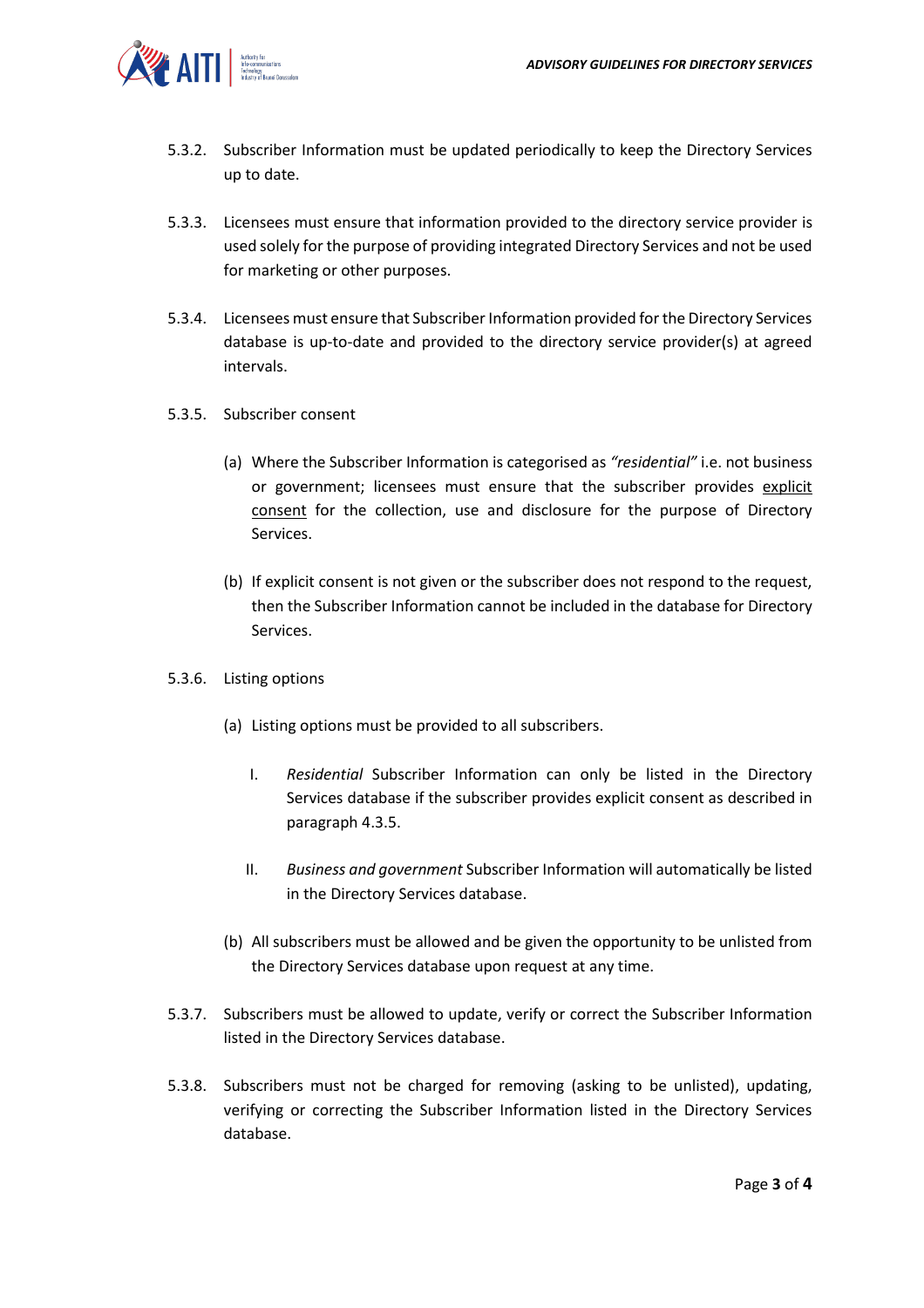5.3.2. Subscriber Information must be updated periodically to keep the Directory Services up to date.

5.3.3. Licensees must ensure that information provided to the directory service provider is used solely for the purpose of providing integrated Directory Services and not be used for marketing or other purposes.

5.3.4. Licensees must ensure that Subscriber Information provided for the Directory Services database is up-to-date and provided to the directory service provider(s) at agreed intervals.

5.3.5. Subscriber consent

(a) Where the Subscriber Information is categorised as *"residential"* i.e. not business or government; licensees must ensure that the subscriber provides explicit consent for the collection, use and disclosure for the purpose of Directory Services.

(b) If explicit consent is not given or the subscriber does not respond to the request, then the Subscriber Information cannot be included in the database for Directory Services.

5.3.6. Listing options

(a) Listing options must be provided to all subscribers.

I. *Residential* Subscriber Information can only be listed in the Directory Services database if the subscriber provides explicit consent as described in paragraph 4.3.5.

II. *Business and government* Subscriber Information will automatically be listed in the Directory Services database.

(b) All subscribers must be allowed and be given the opportunity to be unlisted from the Directory Services database upon request at any time.

5.3.7. Subscribers must be allowed to update, verify or correct the Subscriber Information listed in the Directory Services database.

5.3.8. Subscribers must not be charged for removing (asking to be unlisted), updating, verifying or correcting the Subscriber Information listed in the Directory Services database.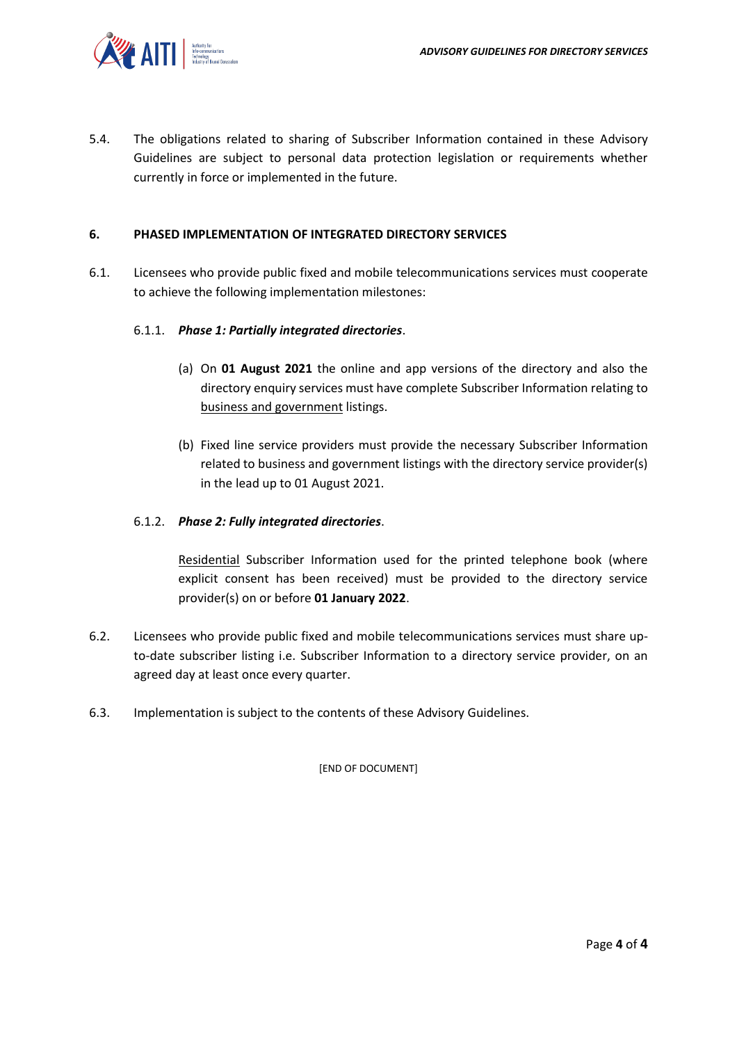5.4. The obligations related to sharing of Subscriber Information contained in these Advisory Guidelines are subject to personal data protection legislation or requirements whether currently in force or implemented in the future.

## 6. PHASED IMPLEMENTATION OF INTEGRATED DIRECTORY SERVICES

6.1. Licensees who provide public fixed and mobile telecommunications services must cooperate to achieve the following implementation milestones:

6.1.1. ***Phase 1: Partially integrated directories***.

(a) On **01 August 2021** the online and app versions of the directory and also the directory enquiry services must have complete Subscriber Information relating to business and government listings.

(b) Fixed line service providers must provide the necessary Subscriber Information related to business and government listings with the directory service provider(s) in the lead up to 01 August 2021.

6.1.2. ***Phase 2: Fully integrated directories***.

Residential Subscriber Information used for the printed telephone book (where explicit consent has been received) must be provided to the directory service provider(s) on or before **01 January 2022**.

6.2. Licensees who provide public fixed and mobile telecommunications services must share up-to-date subscriber listing i.e. Subscriber Information to a directory service provider, on an agreed day at least once every quarter.

6.3. Implementation is subject to the contents of these Advisory Guidelines.

[END OF DOCUMENT]